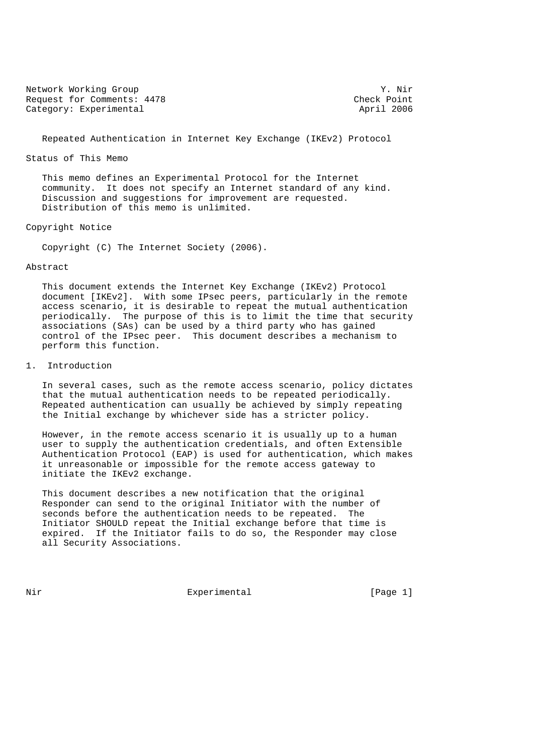Network Working Group Y. Nir
Request for Comments: 4478 Check Point
Category: Experimental April 2006

# Repeated Authentication in Internet Key Exchange (IKEv2) Protocol

## Status of This Memo

This memo defines an Experimental Protocol for the Internet community. It does not specify an Internet standard of any kind. Discussion and suggestions for improvement are requested. Distribution of this memo is unlimited.

## Copyright Notice

Copyright (C) The Internet Society (2006).

## Abstract

This document extends the Internet Key Exchange (IKEv2) Protocol document [IKEv2]. With some IPsec peers, particularly in the remote access scenario, it is desirable to repeat the mutual authentication periodically. The purpose of this is to limit the time that security associations (SAs) can be used by a third party who has gained control of the IPsec peer. This document describes a mechanism to perform this function.

## 1. Introduction

In several cases, such as the remote access scenario, policy dictates that the mutual authentication needs to be repeated periodically. Repeated authentication can usually be achieved by simply repeating the Initial exchange by whichever side has a stricter policy.

However, in the remote access scenario it is usually up to a human user to supply the authentication credentials, and often Extensible Authentication Protocol (EAP) is used for authentication, which makes it unreasonable or impossible for the remote access gateway to initiate the IKEv2 exchange.

This document describes a new notification that the original Responder can send to the original Initiator with the number of seconds before the authentication needs to be repeated. The Initiator SHOULD repeat the Initial exchange before that time is expired. If the Initiator fails to do so, the Responder may close all Security Associations.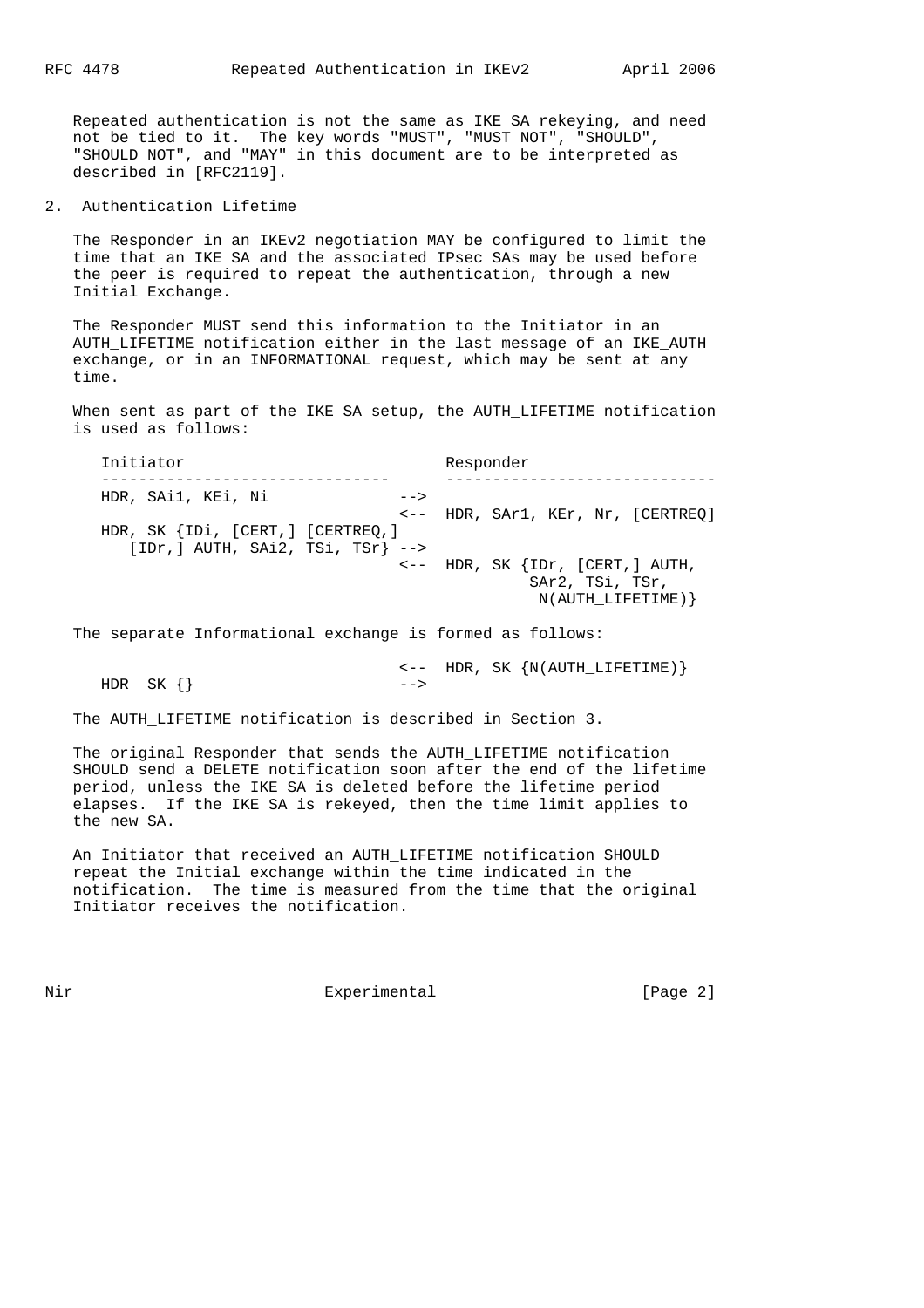Repeated authentication is not the same as IKE SA rekeying, and need not be tied to it. The key words "MUST", "MUST NOT", "SHOULD", "SHOULD NOT", and "MAY" in this document are to be interpreted as described in [RFC2119].

## 2. Authentication Lifetime

The Responder in an IKEv2 negotiation MAY be configured to limit the time that an IKE SA and the associated IPsec SAs may be used before the peer is required to repeat the authentication, through a new Initial Exchange.

The Responder MUST send this information to the Initiator in an AUTH_LIFETIME notification either in the last message of an IKE_AUTH exchange, or in an INFORMATIONAL request, which may be sent at any time.

When sent as part of the IKE SA setup, the AUTH_LIFETIME notification is used as follows:

```
Initiator                              Responder
-------------------------------        -----------------------------
HDR, SAi1, KEi, Ni              -->
                                <--  HDR, SAr1, KEr, Nr, [CERTREQ]
HDR, SK {IDi, [CERT,] [CERTREQ,]
   [IDr,] AUTH, SAi2, TSi, TSr} -->
                                <--  HDR, SK {IDr, [CERT,] AUTH,
                                              SAr2, TSi, TSr,
                                               N(AUTH_LIFETIME)}
```

The separate Informational exchange is formed as follows:

```
                                <--  HDR, SK {N(AUTH_LIFETIME)}
HDR  SK {}                      -->
```

The AUTH_LIFETIME notification is described in Section 3.

The original Responder that sends the AUTH_LIFETIME notification SHOULD send a DELETE notification soon after the end of the lifetime period, unless the IKE SA is deleted before the lifetime period elapses. If the IKE SA is rekeyed, then the time limit applies to the new SA.

An Initiator that received an AUTH_LIFETIME notification SHOULD repeat the Initial exchange within the time indicated in the notification. The time is measured from the time that the original Initiator receives the notification.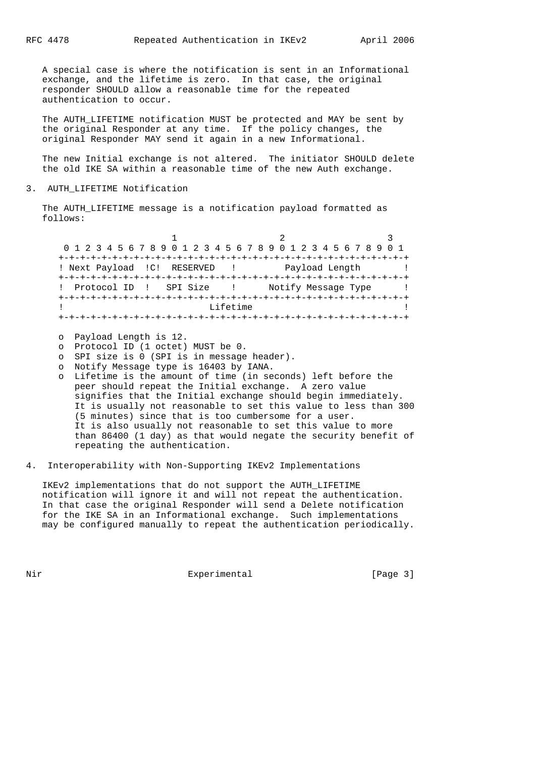A special case is where the notification is sent in an Informational exchange, and the lifetime is zero. In that case, the original responder SHOULD allow a reasonable time for the repeated authentication to occur.

The AUTH_LIFETIME notification MUST be protected and MAY be sent by the original Responder at any time. If the policy changes, the original Responder MAY send it again in a new Informational.

The new Initial exchange is not altered. The initiator SHOULD delete the old IKE SA within a reasonable time of the new Auth exchange.

## 3. AUTH_LIFETIME Notification

The AUTH_LIFETIME message is a notification payload formatted as follows:

```
                     1                   2                   3
 0 1 2 3 4 5 6 7 8 9 0 1 2 3 4 5 6 7 8 9 0 1 2 3 4 5 6 7 8 9 0 1
+-+-+-+-+-+-+-+-+-+-+-+-+-+-+-+-+-+-+-+-+-+-+-+-+-+-+-+-+-+-+-+-+
! Next Payload  !C!  RESERVED   !         Payload Length        !
+-+-+-+-+-+-+-+-+-+-+-+-+-+-+-+-+-+-+-+-+-+-+-+-+-+-+-+-+-+-+-+-+
!  Protocol ID  !   SPI Size    !      Notify Message Type      !
+-+-+-+-+-+-+-+-+-+-+-+-+-+-+-+-+-+-+-+-+-+-+-+-+-+-+-+-+-+-+-+-+
!                           Lifetime                            !
+-+-+-+-+-+-+-+-+-+-+-+-+-+-+-+-+-+-+-+-+-+-+-+-+-+-+-+-+-+-+-+-+
```

- Payload Length is 12.
- Protocol ID (1 octet) MUST be 0.
- SPI size is 0 (SPI is in message header).
- Notify Message type is 16403 by IANA.
- Lifetime is the amount of time (in seconds) left before the peer should repeat the Initial exchange. A zero value signifies that the Initial exchange should begin immediately. It is usually not reasonable to set this value to less than 300 (5 minutes) since that is too cumbersome for a user. It is also usually not reasonable to set this value to more than 86400 (1 day) as that would negate the security benefit of repeating the authentication.

## 4. Interoperability with Non-Supporting IKEv2 Implementations

IKEv2 implementations that do not support the AUTH_LIFETIME notification will ignore it and will not repeat the authentication. In that case the original Responder will send a Delete notification for the IKE SA in an Informational exchange. Such implementations may be configured manually to repeat the authentication periodically.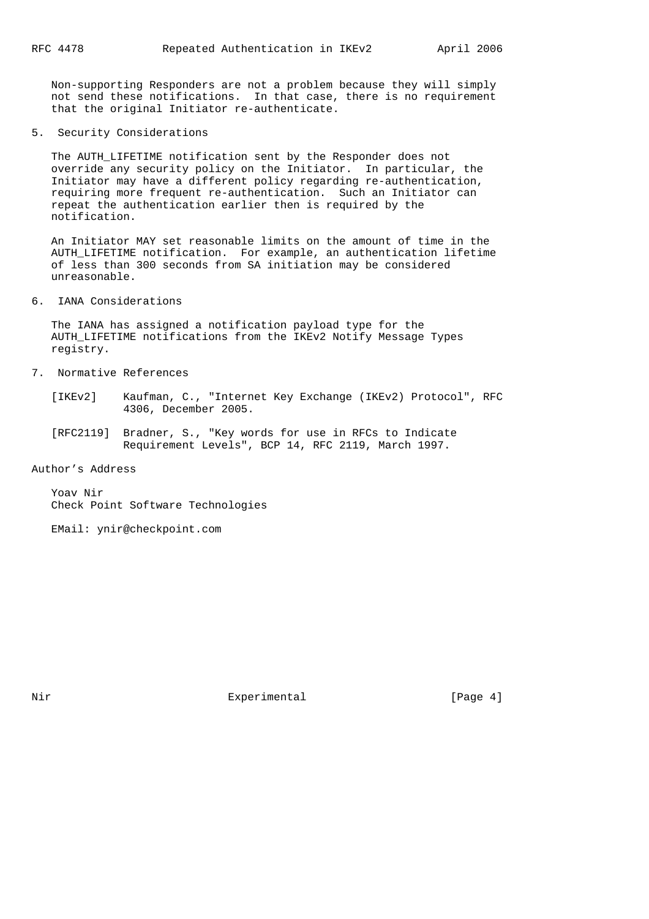Non-supporting Responders are not a problem because they will simply not send these notifications. In that case, there is no requirement that the original Initiator re-authenticate.

## 5. Security Considerations

The AUTH_LIFETIME notification sent by the Responder does not override any security policy on the Initiator. In particular, the Initiator may have a different policy regarding re-authentication, requiring more frequent re-authentication. Such an Initiator can repeat the authentication earlier then is required by the notification.

An Initiator MAY set reasonable limits on the amount of time in the AUTH_LIFETIME notification. For example, an authentication lifetime of less than 300 seconds from SA initiation may be considered unreasonable.

## 6. IANA Considerations

The IANA has assigned a notification payload type for the AUTH_LIFETIME notifications from the IKEv2 Notify Message Types registry.

## 7. Normative References

[IKEv2] Kaufman, C., "Internet Key Exchange (IKEv2) Protocol", RFC 4306, December 2005.

[RFC2119] Bradner, S., "Key words for use in RFCs to Indicate Requirement Levels", BCP 14, RFC 2119, March 1997.

## Author's Address

Yoav Nir
Check Point Software Technologies

EMail: ynir@checkpoint.com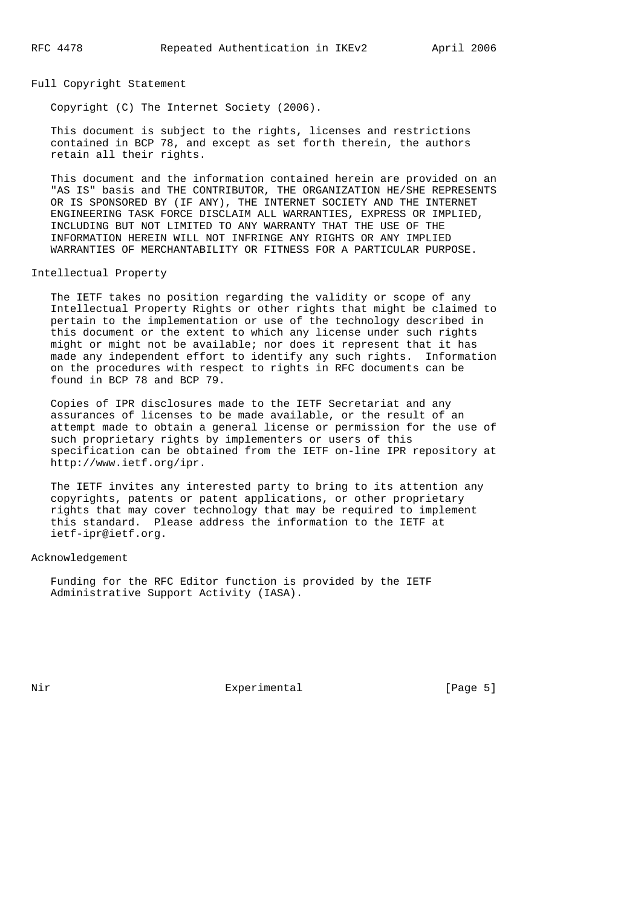## Full Copyright Statement

Copyright (C) The Internet Society (2006).

This document is subject to the rights, licenses and restrictions contained in BCP 78, and except as set forth therein, the authors retain all their rights.

This document and the information contained herein are provided on an "AS IS" basis and THE CONTRIBUTOR, THE ORGANIZATION HE/SHE REPRESENTS OR IS SPONSORED BY (IF ANY), THE INTERNET SOCIETY AND THE INTERNET ENGINEERING TASK FORCE DISCLAIM ALL WARRANTIES, EXPRESS OR IMPLIED, INCLUDING BUT NOT LIMITED TO ANY WARRANTY THAT THE USE OF THE INFORMATION HEREIN WILL NOT INFRINGE ANY RIGHTS OR ANY IMPLIED WARRANTIES OF MERCHANTABILITY OR FITNESS FOR A PARTICULAR PURPOSE.

## Intellectual Property

The IETF takes no position regarding the validity or scope of any Intellectual Property Rights or other rights that might be claimed to pertain to the implementation or use of the technology described in this document or the extent to which any license under such rights might or might not be available; nor does it represent that it has made any independent effort to identify any such rights. Information on the procedures with respect to rights in RFC documents can be found in BCP 78 and BCP 79.

Copies of IPR disclosures made to the IETF Secretariat and any assurances of licenses to be made available, or the result of an attempt made to obtain a general license or permission for the use of such proprietary rights by implementers or users of this specification can be obtained from the IETF on-line IPR repository at http://www.ietf.org/ipr.

The IETF invites any interested party to bring to its attention any copyrights, patents or patent applications, or other proprietary rights that may cover technology that may be required to implement this standard. Please address the information to the IETF at ietf-ipr@ietf.org.

## Acknowledgement

Funding for the RFC Editor function is provided by the IETF Administrative Support Activity (IASA).